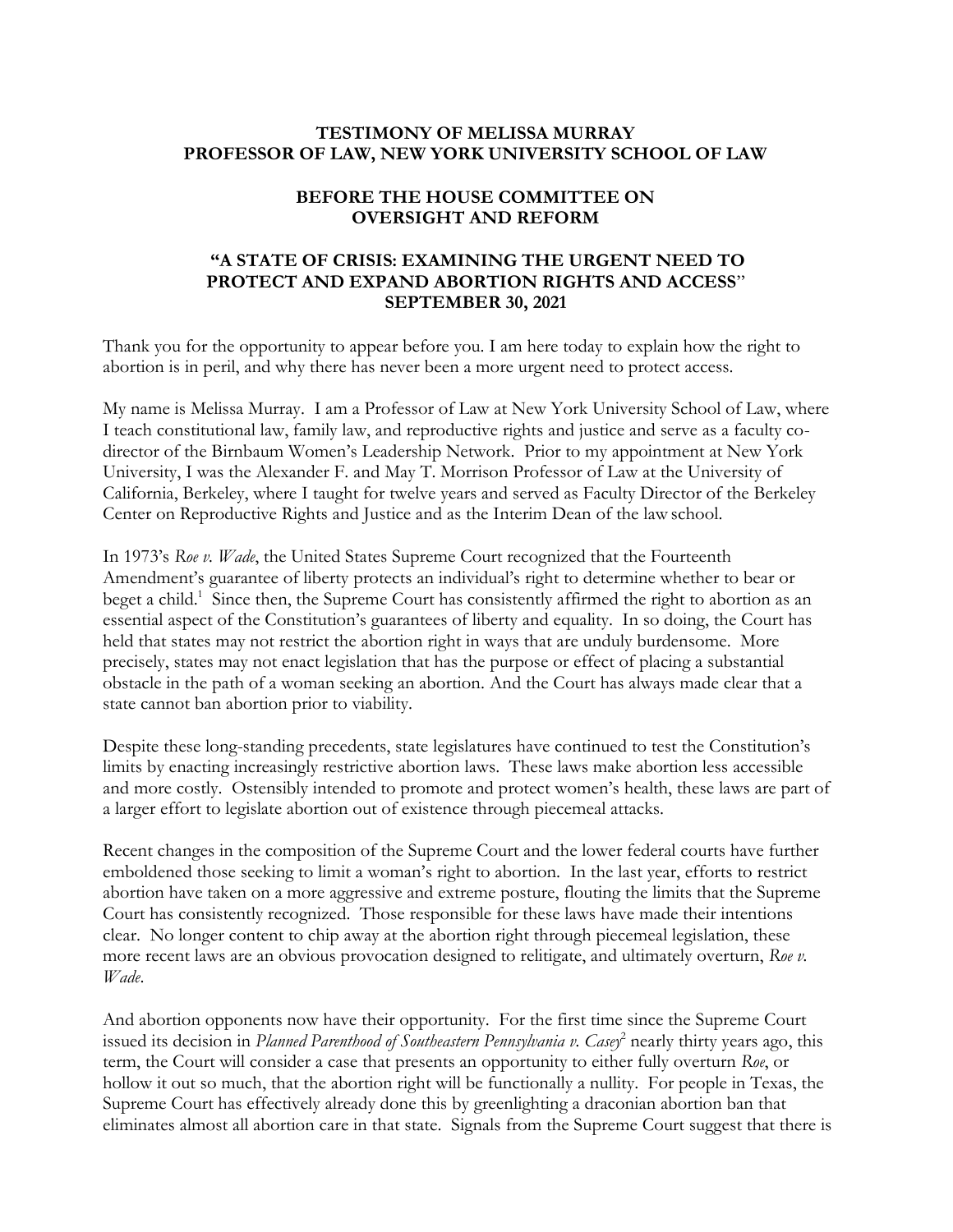**TESTIMONY OF MELISSA MURRAY**
**PROFESSOR OF LAW, NEW YORK UNIVERSITY SCHOOL OF LAW**

**BEFORE THE HOUSE COMMITTEE ON OVERSIGHT AND REFORM**

**"A STATE OF CRISIS: EXAMINING THE URGENT NEED TO PROTECT AND EXPAND ABORTION RIGHTS AND ACCESS"**
**SEPTEMBER 30, 2021**

Thank you for the opportunity to appear before you. I am here today to explain how the right to abortion is in peril, and why there has never been a more urgent need to protect access.

My name is Melissa Murray. I am a Professor of Law at New York University School of Law, where I teach constitutional law, family law, and reproductive rights and justice and serve as a faculty co-director of the Birnbaum Women's Leadership Network. Prior to my appointment at New York University, I was the Alexander F. and May T. Morrison Professor of Law at the University of California, Berkeley, where I taught for twelve years and served as Faculty Director of the Berkeley Center on Reproductive Rights and Justice and as the Interim Dean of the law school.

In 1973's *Roe v. Wade*, the United States Supreme Court recognized that the Fourteenth Amendment's guarantee of liberty protects an individual's right to determine whether to bear or beget a child.[1] Since then, the Supreme Court has consistently affirmed the right to abortion as an essential aspect of the Constitution's guarantees of liberty and equality. In so doing, the Court has held that states may not restrict the abortion right in ways that are unduly burdensome. More precisely, states may not enact legislation that has the purpose or effect of placing a substantial obstacle in the path of a woman seeking an abortion. And the Court has always made clear that a state cannot ban abortion prior to viability.

Despite these long-standing precedents, state legislatures have continued to test the Constitution's limits by enacting increasingly restrictive abortion laws. These laws make abortion less accessible and more costly. Ostensibly intended to promote and protect women's health, these laws are part of a larger effort to legislate abortion out of existence through piecemeal attacks.

Recent changes in the composition of the Supreme Court and the lower federal courts have further emboldened those seeking to limit a woman's right to abortion. In the last year, efforts to restrict abortion have taken on a more aggressive and extreme posture, flouting the limits that the Supreme Court has consistently recognized. Those responsible for these laws have made their intentions clear. No longer content to chip away at the abortion right through piecemeal legislation, these more recent laws are an obvious provocation designed to relitigate, and ultimately overturn, *Roe v. Wade*.

And abortion opponents now have their opportunity. For the first time since the Supreme Court issued its decision in *Planned Parenthood of Southeastern Pennsylvania v. Casey*[2] nearly thirty years ago, this term, the Court will consider a case that presents an opportunity to either fully overturn *Roe*, or hollow it out so much, that the abortion right will be functionally a nullity. For people in Texas, the Supreme Court has effectively already done this by greenlighting a draconian abortion ban that eliminates almost all abortion care in that state. Signals from the Supreme Court suggest that there is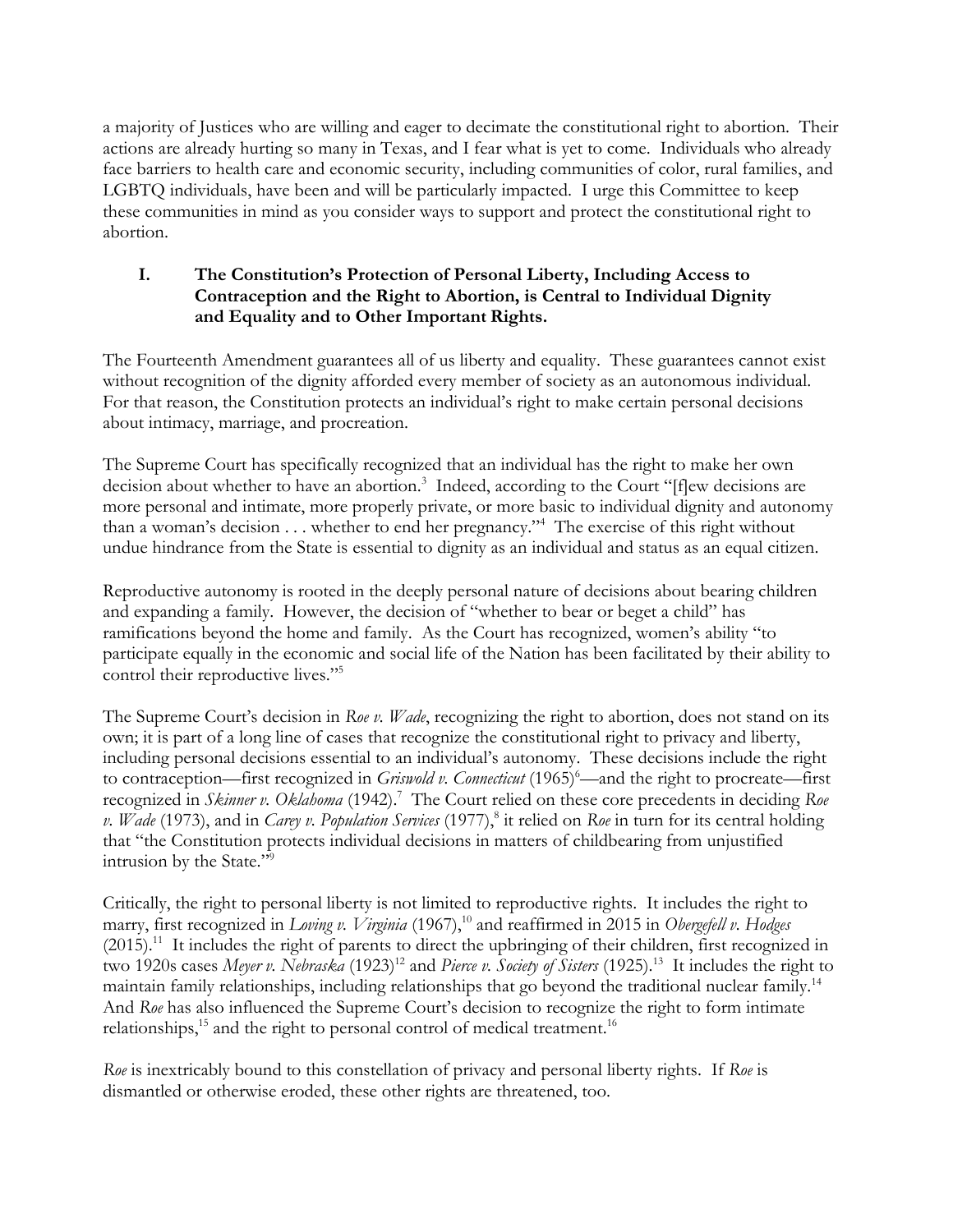a majority of Justices who are willing and eager to decimate the constitutional right to abortion. Their actions are already hurting so many in Texas, and I fear what is yet to come. Individuals who already face barriers to health care and economic security, including communities of color, rural families, and LGBTQ individuals, have been and will be particularly impacted. I urge this Committee to keep these communities in mind as you consider ways to support and protect the constitutional right to abortion.

## I. The Constitution's Protection of Personal Liberty, Including Access to Contraception and the Right to Abortion, is Central to Individual Dignity and Equality and to Other Important Rights.

The Fourteenth Amendment guarantees all of us liberty and equality. These guarantees cannot exist without recognition of the dignity afforded every member of society as an autonomous individual. For that reason, the Constitution protects an individual's right to make certain personal decisions about intimacy, marriage, and procreation.

The Supreme Court has specifically recognized that an individual has the right to make her own decision about whether to have an abortion.[3] Indeed, according to the Court "[f]ew decisions are more personal and intimate, more properly private, or more basic to individual dignity and autonomy than a woman's decision . . . whether to end her pregnancy."[4] The exercise of this right without undue hindrance from the State is essential to dignity as an individual and status as an equal citizen.

Reproductive autonomy is rooted in the deeply personal nature of decisions about bearing children and expanding a family. However, the decision of "whether to bear or beget a child" has ramifications beyond the home and family. As the Court has recognized, women's ability "to participate equally in the economic and social life of the Nation has been facilitated by their ability to control their reproductive lives."[5]

The Supreme Court's decision in *Roe v. Wade*, recognizing the right to abortion, does not stand on its own; it is part of a long line of cases that recognize the constitutional right to privacy and liberty, including personal decisions essential to an individual's autonomy. These decisions include the right to contraception—first recognized in *Griswold v. Connecticut* (1965)[6]—and the right to procreate—first recognized in *Skinner v. Oklahoma* (1942).[7] The Court relied on these core precedents in deciding *Roe v. Wade* (1973), and in *Carey v. Population Services* (1977),[8] it relied on *Roe* in turn for its central holding that "the Constitution protects individual decisions in matters of childbearing from unjustified intrusion by the State."[9]

Critically, the right to personal liberty is not limited to reproductive rights. It includes the right to marry, first recognized in *Loving v. Virginia* (1967),[10] and reaffirmed in 2015 in *Obergefell v. Hodges* (2015).[11] It includes the right of parents to direct the upbringing of their children, first recognized in two 1920s cases *Meyer v. Nebraska* (1923)[12] and *Pierce v. Society of Sisters* (1925).[13] It includes the right to maintain family relationships, including relationships that go beyond the traditional nuclear family.[14] And *Roe* has also influenced the Supreme Court's decision to recognize the right to form intimate relationships,[15] and the right to personal control of medical treatment.[16]

*Roe* is inextricably bound to this constellation of privacy and personal liberty rights. If *Roe* is dismantled or otherwise eroded, these other rights are threatened, too.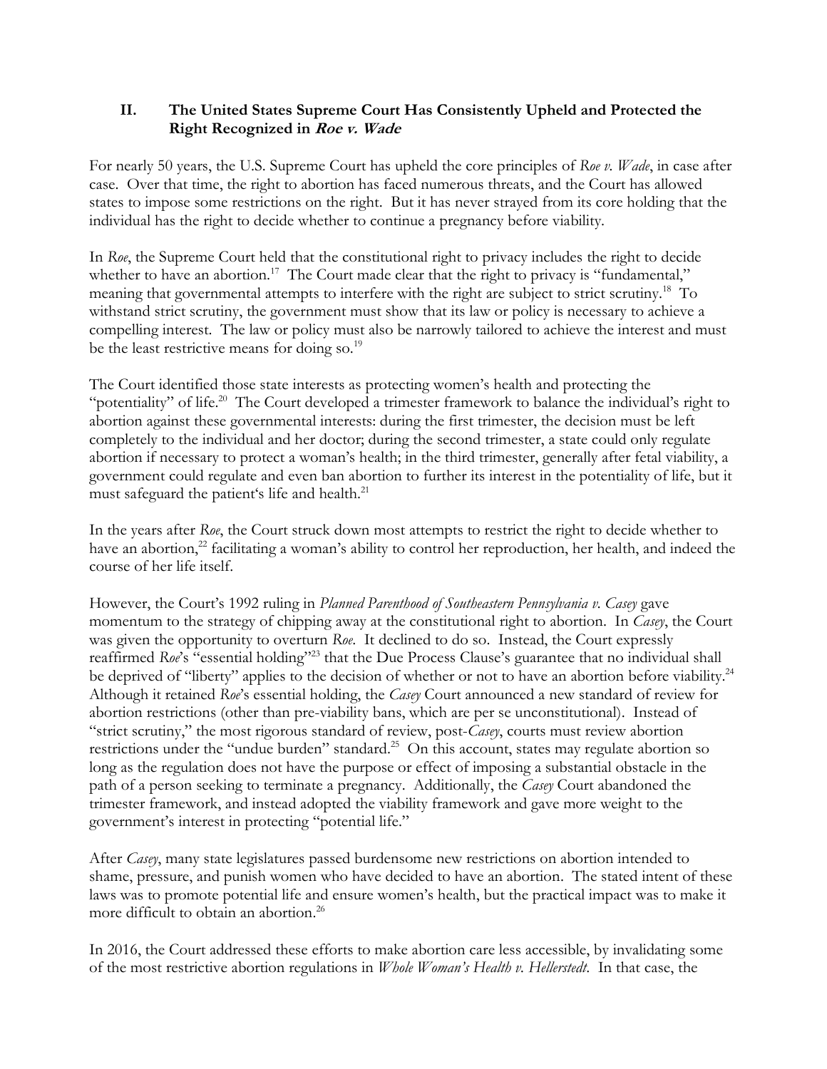## II. The United States Supreme Court Has Consistently Upheld and Protected the Right Recognized in *Roe v. Wade*

For nearly 50 years, the U.S. Supreme Court has upheld the core principles of *Roe v. Wade*, in case after case. Over that time, the right to abortion has faced numerous threats, and the Court has allowed states to impose some restrictions on the right. But it has never strayed from its core holding that the individual has the right to decide whether to continue a pregnancy before viability.

In *Roe*, the Supreme Court held that the constitutional right to privacy includes the right to decide whether to have an abortion.[17] The Court made clear that the right to privacy is "fundamental," meaning that governmental attempts to interfere with the right are subject to strict scrutiny.[18] To withstand strict scrutiny, the government must show that its law or policy is necessary to achieve a compelling interest. The law or policy must also be narrowly tailored to achieve the interest and must be the least restrictive means for doing so.[19]

The Court identified those state interests as protecting women's health and protecting the "potentiality" of life.[20] The Court developed a trimester framework to balance the individual's right to abortion against these governmental interests: during the first trimester, the decision must be left completely to the individual and her doctor; during the second trimester, a state could only regulate abortion if necessary to protect a woman's health; in the third trimester, generally after fetal viability, a government could regulate and even ban abortion to further its interest in the potentiality of life, but it must safeguard the patient's life and health.[21]

In the years after *Roe*, the Court struck down most attempts to restrict the right to decide whether to have an abortion,[22] facilitating a woman's ability to control her reproduction, her health, and indeed the course of her life itself.

However, the Court's 1992 ruling in *Planned Parenthood of Southeastern Pennsylvania v. Casey* gave momentum to the strategy of chipping away at the constitutional right to abortion. In *Casey*, the Court was given the opportunity to overturn *Roe*. It declined to do so. Instead, the Court expressly reaffirmed *Roe*'s "essential holding"[23] that the Due Process Clause's guarantee that no individual shall be deprived of "liberty" applies to the decision of whether or not to have an abortion before viability.[24] Although it retained *Roe*'s essential holding, the *Casey* Court announced a new standard of review for abortion restrictions (other than pre-viability bans, which are per se unconstitutional). Instead of "strict scrutiny," the most rigorous standard of review, post-*Casey*, courts must review abortion restrictions under the "undue burden" standard.[25] On this account, states may regulate abortion so long as the regulation does not have the purpose or effect of imposing a substantial obstacle in the path of a person seeking to terminate a pregnancy. Additionally, the *Casey* Court abandoned the trimester framework, and instead adopted the viability framework and gave more weight to the government's interest in protecting "potential life."

After *Casey*, many state legislatures passed burdensome new restrictions on abortion intended to shame, pressure, and punish women who have decided to have an abortion. The stated intent of these laws was to promote potential life and ensure women's health, but the practical impact was to make it more difficult to obtain an abortion.[26]

In 2016, the Court addressed these efforts to make abortion care less accessible, by invalidating some of the most restrictive abortion regulations in *Whole Woman's Health v. Hellerstedt*. In that case, the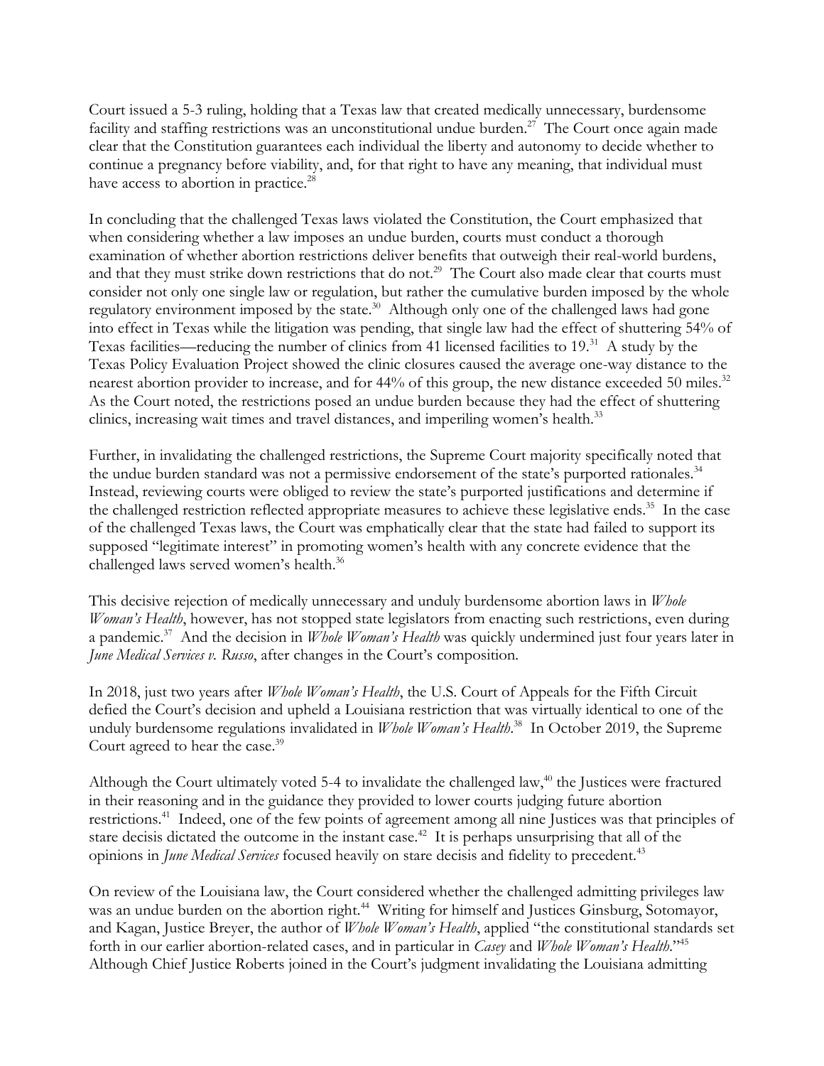Court issued a 5-3 ruling, holding that a Texas law that created medically unnecessary, burdensome facility and staffing restrictions was an unconstitutional undue burden.[27] The Court once again made clear that the Constitution guarantees each individual the liberty and autonomy to decide whether to continue a pregnancy before viability, and, for that right to have any meaning, that individual must have access to abortion in practice.[28]

In concluding that the challenged Texas laws violated the Constitution, the Court emphasized that when considering whether a law imposes an undue burden, courts must conduct a thorough examination of whether abortion restrictions deliver benefits that outweigh their real-world burdens, and that they must strike down restrictions that do not.[29] The Court also made clear that courts must consider not only one single law or regulation, but rather the cumulative burden imposed by the whole regulatory environment imposed by the state.[30] Although only one of the challenged laws had gone into effect in Texas while the litigation was pending, that single law had the effect of shuttering 54% of Texas facilities—reducing the number of clinics from 41 licensed facilities to 19.[31] A study by the Texas Policy Evaluation Project showed the clinic closures caused the average one-way distance to the nearest abortion provider to increase, and for 44% of this group, the new distance exceeded 50 miles.[32] As the Court noted, the restrictions posed an undue burden because they had the effect of shuttering clinics, increasing wait times and travel distances, and imperiling women's health.[33]

Further, in invalidating the challenged restrictions, the Supreme Court majority specifically noted that the undue burden standard was not a permissive endorsement of the state's purported rationales.[34] Instead, reviewing courts were obliged to review the state's purported justifications and determine if the challenged restriction reflected appropriate measures to achieve these legislative ends.[35] In the case of the challenged Texas laws, the Court was emphatically clear that the state had failed to support its supposed "legitimate interest" in promoting women's health with any concrete evidence that the challenged laws served women's health.[36]

This decisive rejection of medically unnecessary and unduly burdensome abortion laws in *Whole Woman's Health*, however, has not stopped state legislators from enacting such restrictions, even during a pandemic.[37] And the decision in *Whole Woman's Health* was quickly undermined just four years later in *June Medical Services v. Russo*, after changes in the Court's composition.

In 2018, just two years after *Whole Woman's Health*, the U.S. Court of Appeals for the Fifth Circuit defied the Court's decision and upheld a Louisiana restriction that was virtually identical to one of the unduly burdensome regulations invalidated in *Whole Woman's Health*.[38] In October 2019, the Supreme Court agreed to hear the case.[39]

Although the Court ultimately voted 5-4 to invalidate the challenged law,[40] the Justices were fractured in their reasoning and in the guidance they provided to lower courts judging future abortion restrictions.[41] Indeed, one of the few points of agreement among all nine Justices was that principles of stare decisis dictated the outcome in the instant case.[42] It is perhaps unsurprising that all of the opinions in *June Medical Services* focused heavily on stare decisis and fidelity to precedent.[43]

On review of the Louisiana law, the Court considered whether the challenged admitting privileges law was an undue burden on the abortion right.[44] Writing for himself and Justices Ginsburg, Sotomayor, and Kagan, Justice Breyer, the author of *Whole Woman's Health*, applied "the constitutional standards set forth in our earlier abortion-related cases, and in particular in *Casey* and *Whole Woman's Health*."[45] Although Chief Justice Roberts joined in the Court's judgment invalidating the Louisiana admitting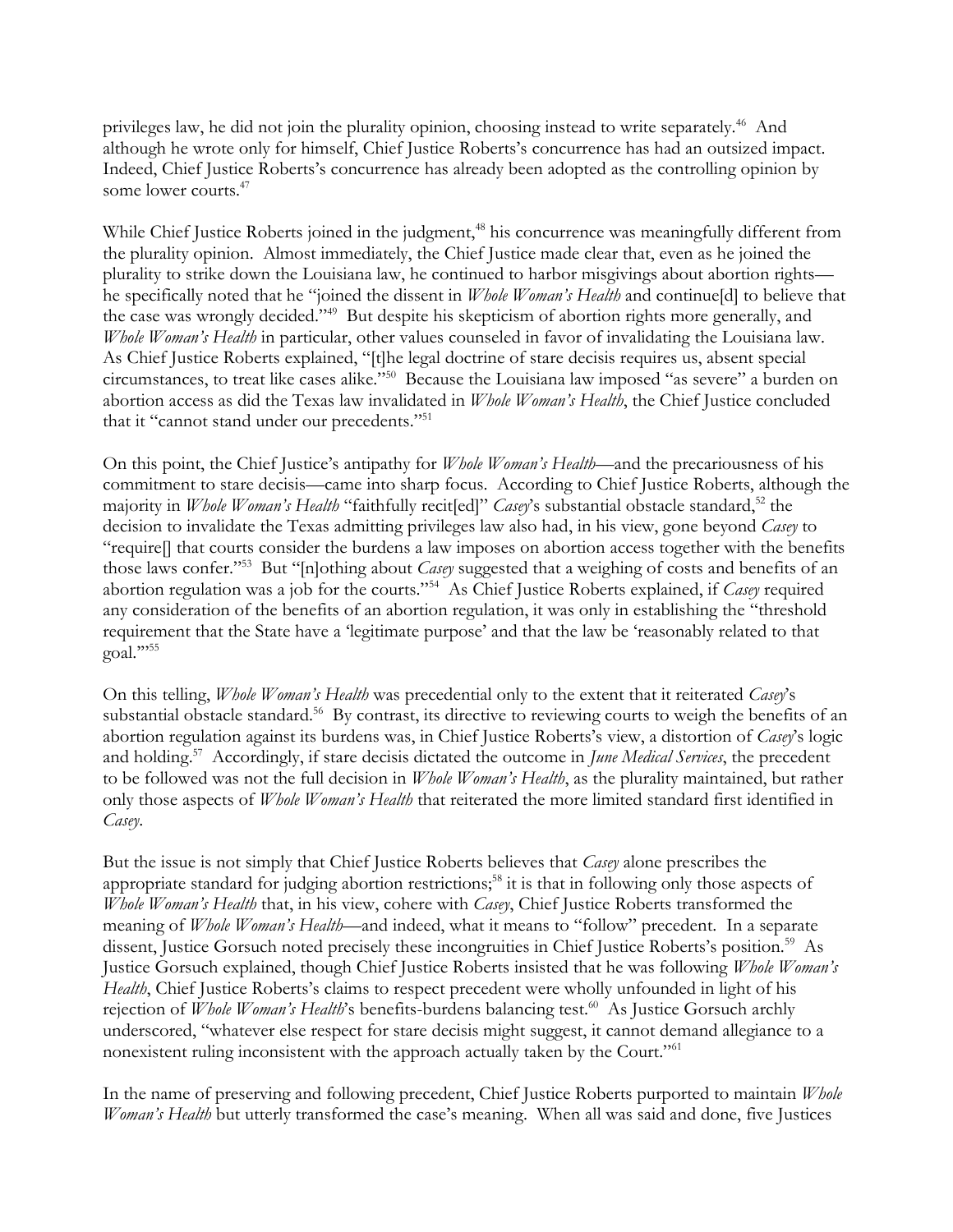privileges law, he did not join the plurality opinion, choosing instead to write separately.[46] And although he wrote only for himself, Chief Justice Roberts's concurrence has had an outsized impact. Indeed, Chief Justice Roberts's concurrence has already been adopted as the controlling opinion by some lower courts.[47]

While Chief Justice Roberts joined in the judgment,[48] his concurrence was meaningfully different from the plurality opinion. Almost immediately, the Chief Justice made clear that, even as he joined the plurality to strike down the Louisiana law, he continued to harbor misgivings about abortion rights—he specifically noted that he "joined the dissent in *Whole Woman's Health* and continue[d] to believe that the case was wrongly decided."[49] But despite his skepticism of abortion rights more generally, and *Whole Woman's Health* in particular, other values counseled in favor of invalidating the Louisiana law. As Chief Justice Roberts explained, "[t]he legal doctrine of stare decisis requires us, absent special circumstances, to treat like cases alike."[50] Because the Louisiana law imposed "as severe" a burden on abortion access as did the Texas law invalidated in *Whole Woman's Health*, the Chief Justice concluded that it "cannot stand under our precedents."[51]

On this point, the Chief Justice's antipathy for *Whole Woman's Health*—and the precariousness of his commitment to stare decisis—came into sharp focus. According to Chief Justice Roberts, although the majority in *Whole Woman's Health* "faithfully recit[ed]" *Casey*'s substantial obstacle standard,[52] the decision to invalidate the Texas admitting privileges law also had, in his view, gone beyond *Casey* to "require[] that courts consider the burdens a law imposes on abortion access together with the benefits those laws confer."[53] But "[n]othing about *Casey* suggested that a weighing of costs and benefits of an abortion regulation was a job for the courts."[54] As Chief Justice Roberts explained, if *Casey* required any consideration of the benefits of an abortion regulation, it was only in establishing the "threshold requirement that the State have a 'legitimate purpose' and that the law be 'reasonably related to that goal.'"[55]

On this telling, *Whole Woman's Health* was precedential only to the extent that it reiterated *Casey*'s substantial obstacle standard.[56] By contrast, its directive to reviewing courts to weigh the benefits of an abortion regulation against its burdens was, in Chief Justice Roberts's view, a distortion of *Casey*'s logic and holding.[57] Accordingly, if stare decisis dictated the outcome in *June Medical Services*, the precedent to be followed was not the full decision in *Whole Woman's Health*, as the plurality maintained, but rather only those aspects of *Whole Woman's Health* that reiterated the more limited standard first identified in *Casey*.

But the issue is not simply that Chief Justice Roberts believes that *Casey* alone prescribes the appropriate standard for judging abortion restrictions;[58] it is that in following only those aspects of *Whole Woman's Health* that, in his view, cohere with *Casey*, Chief Justice Roberts transformed the meaning of *Whole Woman's Health*—and indeed, what it means to "follow" precedent. In a separate dissent, Justice Gorsuch noted precisely these incongruities in Chief Justice Roberts's position.[59] As Justice Gorsuch explained, though Chief Justice Roberts insisted that he was following *Whole Woman's Health*, Chief Justice Roberts's claims to respect precedent were wholly unfounded in light of his rejection of *Whole Woman's Health*'s benefits-burdens balancing test.[60] As Justice Gorsuch archly underscored, "whatever else respect for stare decisis might suggest, it cannot demand allegiance to a nonexistent ruling inconsistent with the approach actually taken by the Court."[61]

In the name of preserving and following precedent, Chief Justice Roberts purported to maintain *Whole Woman's Health* but utterly transformed the case's meaning. When all was said and done, five Justices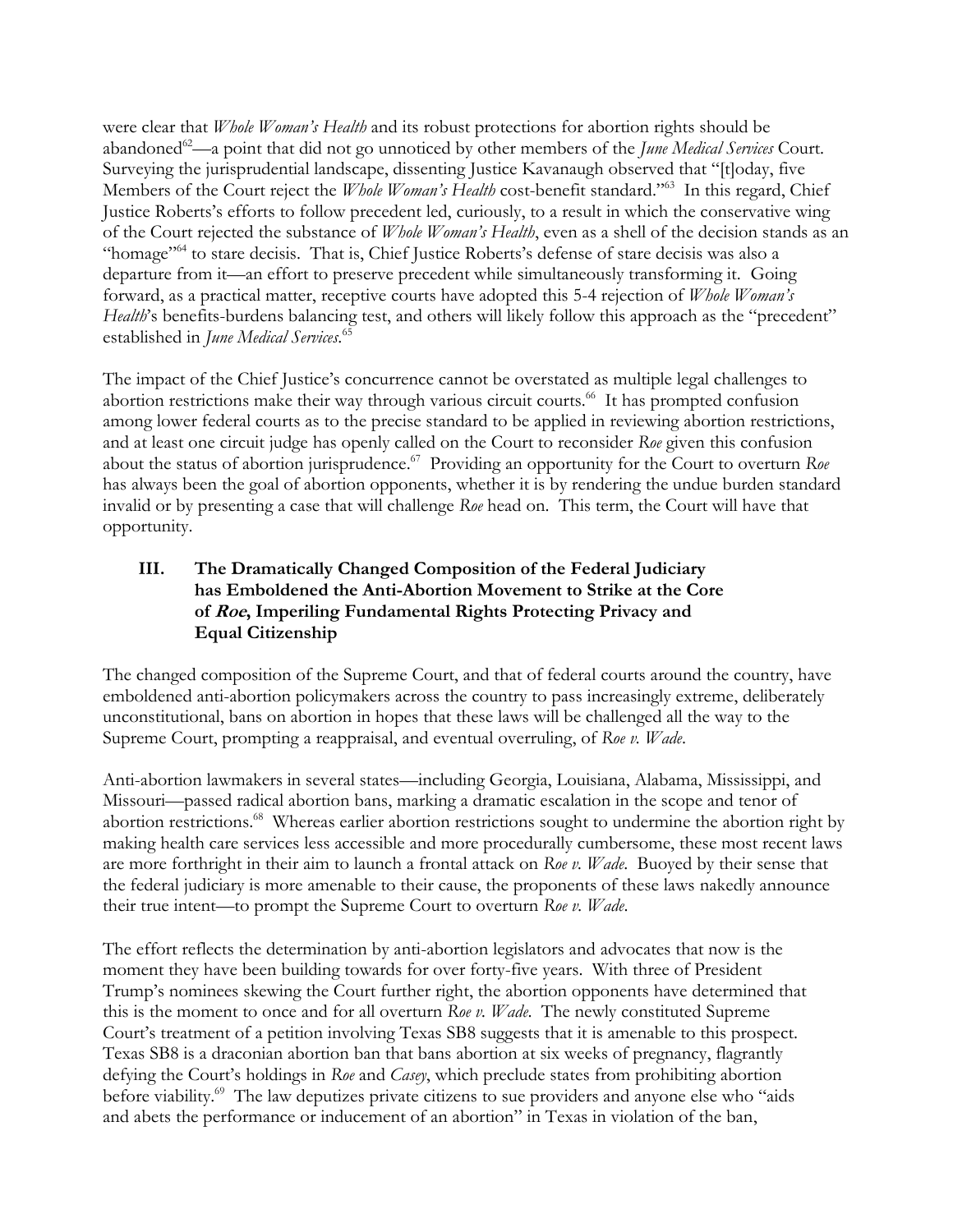were clear that *Whole Woman's Health* and its robust protections for abortion rights should be abandoned[62]—a point that did not go unnoticed by other members of the *June Medical Services* Court. Surveying the jurisprudential landscape, dissenting Justice Kavanaugh observed that "[t]oday, five Members of the Court reject the *Whole Woman's Health* cost-benefit standard."[63] In this regard, Chief Justice Roberts's efforts to follow precedent led, curiously, to a result in which the conservative wing of the Court rejected the substance of *Whole Woman's Health*, even as a shell of the decision stands as an "homage"[64] to stare decisis. That is, Chief Justice Roberts's defense of stare decisis was also a departure from it—an effort to preserve precedent while simultaneously transforming it. Going forward, as a practical matter, receptive courts have adopted this 5-4 rejection of *Whole Woman's Health*'s benefits-burdens balancing test, and others will likely follow this approach as the "precedent" established in *June Medical Services*.[65]

The impact of the Chief Justice's concurrence cannot be overstated as multiple legal challenges to abortion restrictions make their way through various circuit courts.[66] It has prompted confusion among lower federal courts as to the precise standard to be applied in reviewing abortion restrictions, and at least one circuit judge has openly called on the Court to reconsider *Roe* given this confusion about the status of abortion jurisprudence.[67] Providing an opportunity for the Court to overturn *Roe* has always been the goal of abortion opponents, whether it is by rendering the undue burden standard invalid or by presenting a case that will challenge *Roe* head on. This term, the Court will have that opportunity.

## III. The Dramatically Changed Composition of the Federal Judiciary has Emboldened the Anti-Abortion Movement to Strike at the Core of *Roe*, Imperiling Fundamental Rights Protecting Privacy and Equal Citizenship

The changed composition of the Supreme Court, and that of federal courts around the country, have emboldened anti-abortion policymakers across the country to pass increasingly extreme, deliberately unconstitutional, bans on abortion in hopes that these laws will be challenged all the way to the Supreme Court, prompting a reappraisal, and eventual overruling, of *Roe v. Wade*.

Anti-abortion lawmakers in several states—including Georgia, Louisiana, Alabama, Mississippi, and Missouri—passed radical abortion bans, marking a dramatic escalation in the scope and tenor of abortion restrictions.[68] Whereas earlier abortion restrictions sought to undermine the abortion right by making health care services less accessible and more procedurally cumbersome, these most recent laws are more forthright in their aim to launch a frontal attack on *Roe v. Wade*. Buoyed by their sense that the federal judiciary is more amenable to their cause, the proponents of these laws nakedly announce their true intent—to prompt the Supreme Court to overturn *Roe v. Wade*.

The effort reflects the determination by anti-abortion legislators and advocates that now is the moment they have been building towards for over forty-five years. With three of President Trump's nominees skewing the Court further right, the abortion opponents have determined that this is the moment to once and for all overturn *Roe v. Wade*. The newly constituted Supreme Court's treatment of a petition involving Texas SB8 suggests that it is amenable to this prospect. Texas SB8 is a draconian abortion ban that bans abortion at six weeks of pregnancy, flagrantly defying the Court's holdings in *Roe* and *Casey*, which preclude states from prohibiting abortion before viability.[69] The law deputizes private citizens to sue providers and anyone else who "aids and abets the performance or inducement of an abortion" in Texas in violation of the ban,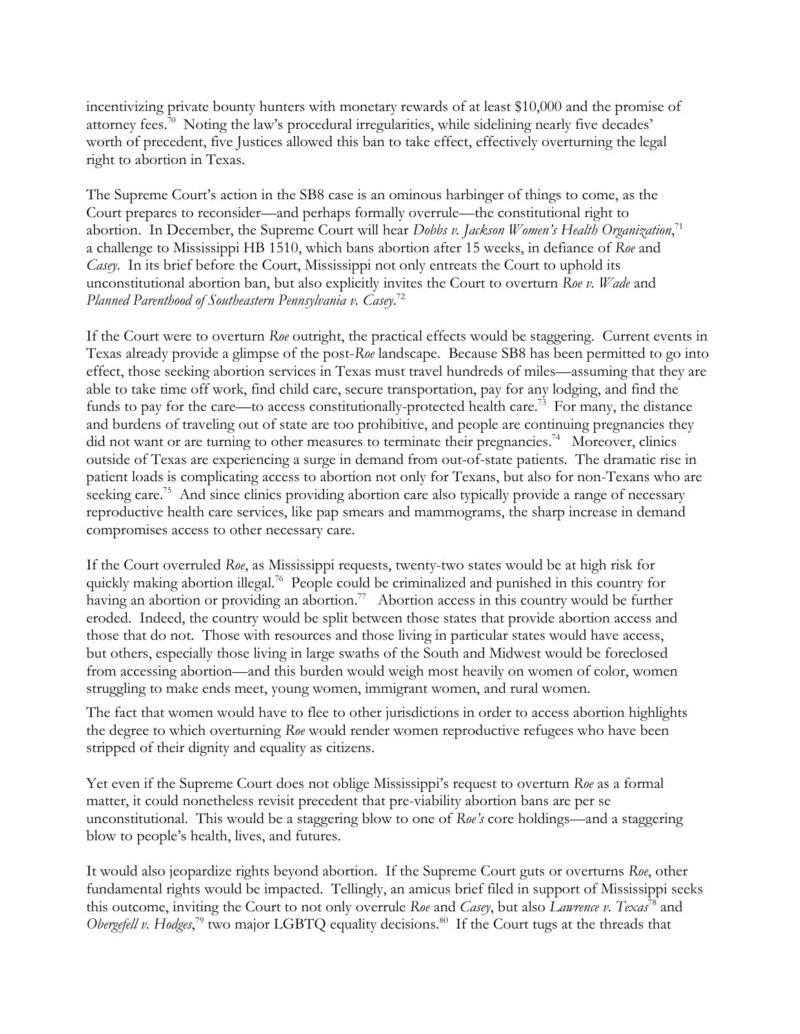incentivizing private bounty hunters with monetary rewards of at least $10,000 and the promise of attorney fees.[70] Noting the law's procedural irregularities, while sidelining nearly five decades' worth of precedent, five Justices allowed this ban to take effect, effectively overturning the legal right to abortion in Texas.

The Supreme Court's action in the SB8 case is an ominous harbinger of things to come, as the Court prepares to reconsider—and perhaps formally overrule—the constitutional right to abortion. In December, the Supreme Court will hear *Dobbs v. Jackson Women's Health Organization*,[71] a challenge to Mississippi HB 1510, which bans abortion after 15 weeks, in defiance of *Roe* and *Casey*. In its brief before the Court, Mississippi not only entreats the Court to uphold its unconstitutional abortion ban, but also explicitly invites the Court to overturn *Roe v. Wade* and *Planned Parenthood of Southeastern Pennsylvania v. Casey*.[72]

If the Court were to overturn *Roe* outright, the practical effects would be staggering. Current events in Texas already provide a glimpse of the post-*Roe* landscape. Because SB8 has been permitted to go into effect, those seeking abortion services in Texas must travel hundreds of miles—assuming that they are able to take time off work, find child care, secure transportation, pay for any lodging, and find the funds to pay for the care—to access constitutionally-protected health care.[73] For many, the distance and burdens of traveling out of state are too prohibitive, and people are continuing pregnancies they did not want or are turning to other measures to terminate their pregnancies.[74] Moreover, clinics outside of Texas are experiencing a surge in demand from out-of-state patients. The dramatic rise in patient loads is complicating access to abortion not only for Texans, but also for non-Texans who are seeking care.[75] And since clinics providing abortion care also typically provide a range of necessary reproductive health care services, like pap smears and mammograms, the sharp increase in demand compromises access to other necessary care.

If the Court overruled *Roe*, as Mississippi requests, twenty-two states would be at high risk for quickly making abortion illegal.[76] People could be criminalized and punished in this country for having an abortion or providing an abortion.[77] Abortion access in this country would be further eroded. Indeed, the country would be split between those states that provide abortion access and those that do not. Those with resources and those living in particular states would have access, but others, especially those living in large swaths of the South and Midwest would be foreclosed from accessing abortion—and this burden would weigh most heavily on women of color, women struggling to make ends meet, young women, immigrant women, and rural women.

The fact that women would have to flee to other jurisdictions in order to access abortion highlights the degree to which overturning *Roe* would render women reproductive refugees who have been stripped of their dignity and equality as citizens.

Yet even if the Supreme Court does not oblige Mississippi's request to overturn *Roe* as a formal matter, it could nonetheless revisit precedent that pre-viability abortion bans are per se unconstitutional. This would be a staggering blow to one of *Roe's* core holdings—and a staggering blow to people's health, lives, and futures.

It would also jeopardize rights beyond abortion. If the Supreme Court guts or overturns *Roe*, other fundamental rights would be impacted. Tellingly, an amicus brief filed in support of Mississippi seeks this outcome, inviting the Court to not only overrule *Roe* and *Casey*, but also *Lawrence v. Texas*[78] and *Obergefell v. Hodges*,[79] two major LGBTQ equality decisions.[80] If the Court tugs at the threads that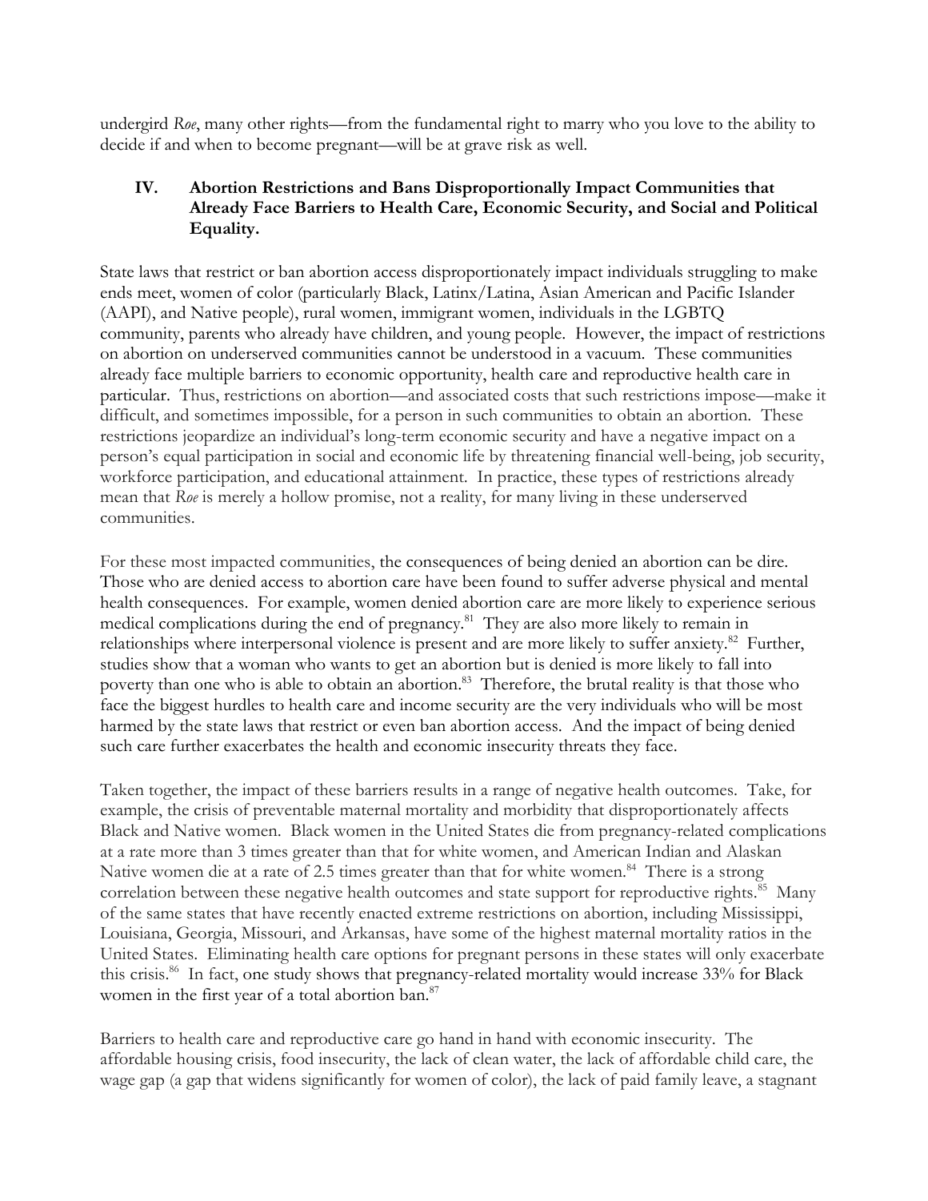undergird *Roe*, many other rights—from the fundamental right to marry who you love to the ability to decide if and when to become pregnant—will be at grave risk as well.

## IV. Abortion Restrictions and Bans Disproportionally Impact Communities that Already Face Barriers to Health Care, Economic Security, and Social and Political Equality.

State laws that restrict or ban abortion access disproportionately impact individuals struggling to make ends meet, women of color (particularly Black, Latinx/Latina, Asian American and Pacific Islander (AAPI), and Native people), rural women, immigrant women, individuals in the LGBTQ community, parents who already have children, and young people. However, the impact of restrictions on abortion on underserved communities cannot be understood in a vacuum. These communities already face multiple barriers to economic opportunity, health care and reproductive health care in particular. Thus, restrictions on abortion—and associated costs that such restrictions impose—make it difficult, and sometimes impossible, for a person in such communities to obtain an abortion. These restrictions jeopardize an individual's long-term economic security and have a negative impact on a person's equal participation in social and economic life by threatening financial well-being, job security, workforce participation, and educational attainment. In practice, these types of restrictions already mean that *Roe* is merely a hollow promise, not a reality, for many living in these underserved communities.

For these most impacted communities, the consequences of being denied an abortion can be dire. Those who are denied access to abortion care have been found to suffer adverse physical and mental health consequences. For example, women denied abortion care are more likely to experience serious medical complications during the end of pregnancy.[81] They are also more likely to remain in relationships where interpersonal violence is present and are more likely to suffer anxiety.[82] Further, studies show that a woman who wants to get an abortion but is denied is more likely to fall into poverty than one who is able to obtain an abortion.[83] Therefore, the brutal reality is that those who face the biggest hurdles to health care and income security are the very individuals who will be most harmed by the state laws that restrict or even ban abortion access. And the impact of being denied such care further exacerbates the health and economic insecurity threats they face.

Taken together, the impact of these barriers results in a range of negative health outcomes. Take, for example, the crisis of preventable maternal mortality and morbidity that disproportionately affects Black and Native women. Black women in the United States die from pregnancy-related complications at a rate more than 3 times greater than that for white women, and American Indian and Alaskan Native women die at a rate of 2.5 times greater than that for white women.[84] There is a strong correlation between these negative health outcomes and state support for reproductive rights.[85] Many of the same states that have recently enacted extreme restrictions on abortion, including Mississippi, Louisiana, Georgia, Missouri, and Arkansas, have some of the highest maternal mortality ratios in the United States. Eliminating health care options for pregnant persons in these states will only exacerbate this crisis.[86] In fact, one study shows that pregnancy-related mortality would increase 33% for Black women in the first year of a total abortion ban.[87]

Barriers to health care and reproductive care go hand in hand with economic insecurity. The affordable housing crisis, food insecurity, the lack of clean water, the lack of affordable child care, the wage gap (a gap that widens significantly for women of color), the lack of paid family leave, a stagnant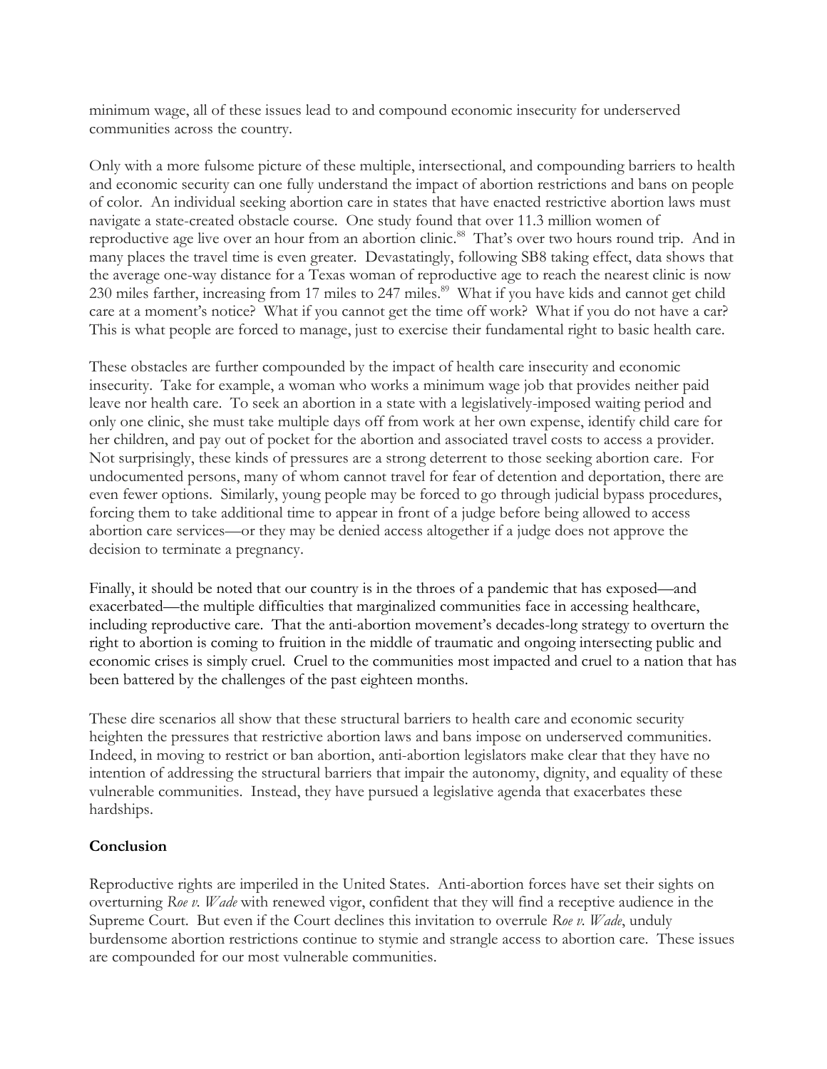minimum wage, all of these issues lead to and compound economic insecurity for underserved communities across the country.

Only with a more fulsome picture of these multiple, intersectional, and compounding barriers to health and economic security can one fully understand the impact of abortion restrictions and bans on people of color. An individual seeking abortion care in states that have enacted restrictive abortion laws must navigate a state-created obstacle course. One study found that over 11.3 million women of reproductive age live over an hour from an abortion clinic.[88] That's over two hours round trip. And in many places the travel time is even greater. Devastatingly, following SB8 taking effect, data shows that the average one-way distance for a Texas woman of reproductive age to reach the nearest clinic is now 230 miles farther, increasing from 17 miles to 247 miles.[89] What if you have kids and cannot get child care at a moment's notice? What if you cannot get the time off work? What if you do not have a car? This is what people are forced to manage, just to exercise their fundamental right to basic health care.

These obstacles are further compounded by the impact of health care insecurity and economic insecurity. Take for example, a woman who works a minimum wage job that provides neither paid leave nor health care. To seek an abortion in a state with a legislatively-imposed waiting period and only one clinic, she must take multiple days off from work at her own expense, identify child care for her children, and pay out of pocket for the abortion and associated travel costs to access a provider. Not surprisingly, these kinds of pressures are a strong deterrent to those seeking abortion care. For undocumented persons, many of whom cannot travel for fear of detention and deportation, there are even fewer options. Similarly, young people may be forced to go through judicial bypass procedures, forcing them to take additional time to appear in front of a judge before being allowed to access abortion care services—or they may be denied access altogether if a judge does not approve the decision to terminate a pregnancy.

Finally, it should be noted that our country is in the throes of a pandemic that has exposed—and exacerbated—the multiple difficulties that marginalized communities face in accessing healthcare, including reproductive care. That the anti-abortion movement's decades-long strategy to overturn the right to abortion is coming to fruition in the middle of traumatic and ongoing intersecting public and economic crises is simply cruel. Cruel to the communities most impacted and cruel to a nation that has been battered by the challenges of the past eighteen months.

These dire scenarios all show that these structural barriers to health care and economic security heighten the pressures that restrictive abortion laws and bans impose on underserved communities. Indeed, in moving to restrict or ban abortion, anti-abortion legislators make clear that they have no intention of addressing the structural barriers that impair the autonomy, dignity, and equality of these vulnerable communities. Instead, they have pursued a legislative agenda that exacerbates these hardships.

**Conclusion**

Reproductive rights are imperiled in the United States. Anti-abortion forces have set their sights on overturning *Roe v. Wade* with renewed vigor, confident that they will find a receptive audience in the Supreme Court. But even if the Court declines this invitation to overrule *Roe v. Wade*, unduly burdensome abortion restrictions continue to stymie and strangle access to abortion care. These issues are compounded for our most vulnerable communities.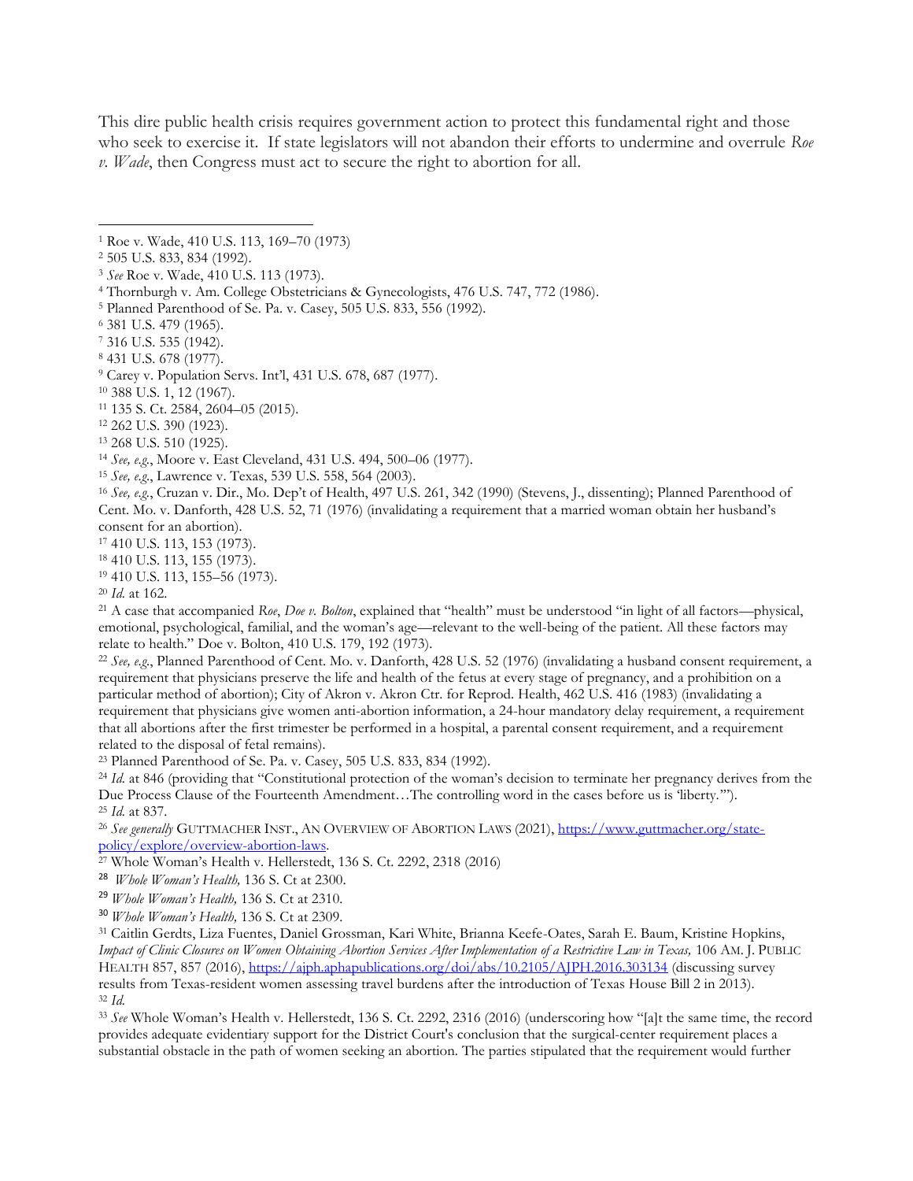This dire public health crisis requires government action to protect this fundamental right and those who seek to exercise it. If state legislators will not abandon their efforts to undermine and overrule *Roe v. Wade*, then Congress must act to secure the right to abortion for all.

---

[1] Roe v. Wade, 410 U.S. 113, 169–70 (1973)

[2] 505 U.S. 833, 834 (1992).

[3] *See* Roe v. Wade, 410 U.S. 113 (1973).

[4] Thornburgh v. Am. College Obstetricians & Gynecologists, 476 U.S. 747, 772 (1986).

[5] Planned Parenthood of Se. Pa. v. Casey, 505 U.S. 833, 556 (1992).

[6] 381 U.S. 479 (1965).

[7] 316 U.S. 535 (1942).

[8] 431 U.S. 678 (1977).

[9] Carey v. Population Servs. Int'l, 431 U.S. 678, 687 (1977).

[10] 388 U.S. 1, 12 (1967).

[11] 135 S. Ct. 2584, 2604–05 (2015).

[12] 262 U.S. 390 (1923).

[13] 268 U.S. 510 (1925).

[14] *See, e.g.*, Moore v. East Cleveland, 431 U.S. 494, 500–06 (1977).

[15] *See, e.g.*, Lawrence v. Texas, 539 U.S. 558, 564 (2003).

[16] *See, e.g.*, Cruzan v. Dir., Mo. Dep't of Health, 497 U.S. 261, 342 (1990) (Stevens, J., dissenting); Planned Parenthood of Cent. Mo. v. Danforth, 428 U.S. 52, 71 (1976) (invalidating a requirement that a married woman obtain her husband's consent for an abortion).

[17] 410 U.S. 113, 153 (1973).

[18] 410 U.S. 113, 155 (1973).

[19] 410 U.S. 113, 155–56 (1973).

[20] *Id.* at 162.

[21] A case that accompanied *Roe*, *Doe v. Bolton*, explained that "health" must be understood "in light of all factors—physical, emotional, psychological, familial, and the woman's age—relevant to the well-being of the patient. All these factors may relate to health." Doe v. Bolton, 410 U.S. 179, 192 (1973).

[22] *See, e.g.*, Planned Parenthood of Cent. Mo. v. Danforth, 428 U.S. 52 (1976) (invalidating a husband consent requirement, a requirement that physicians preserve the life and health of the fetus at every stage of pregnancy, and a prohibition on a particular method of abortion); City of Akron v. Akron Ctr. for Reprod. Health, 462 U.S. 416 (1983) (invalidating a requirement that physicians give women anti-abortion information, a 24-hour mandatory delay requirement, a requirement that all abortions after the first trimester be performed in a hospital, a parental consent requirement, and a requirement related to the disposal of fetal remains).

[23] Planned Parenthood of Se. Pa. v. Casey, 505 U.S. 833, 834 (1992).

[24] *Id.* at 846 (providing that "Constitutional protection of the woman's decision to terminate her pregnancy derives from the Due Process Clause of the Fourteenth Amendment…The controlling word in the cases before us is 'liberty.'").

[25] *Id.* at 837.

[26] *See generally* GUTTMACHER INST., AN OVERVIEW OF ABORTION LAWS (2021), https://www.guttmacher.org/state-policy/explore/overview-abortion-laws.

[27] Whole Woman's Health v. Hellerstedt, 136 S. Ct. 2292, 2318 (2016)

[28] *Whole Woman's Health,* 136 S. Ct at 2300.

[29] *Whole Woman's Health,* 136 S. Ct at 2310.

[30] *Whole Woman's Health,* 136 S. Ct at 2309.

[31] Caitlin Gerdts, Liza Fuentes, Daniel Grossman, Kari White, Brianna Keefe-Oates, Sarah E. Baum, Kristine Hopkins, *Impact of Clinic Closures on Women Obtaining Abortion Services After Implementation of a Restrictive Law in Texas,* 106 AM. J. PUBLIC HEALTH 857, 857 (2016), https://ajph.aphapublications.org/doi/abs/10.2105/AJPH.2016.303134 (discussing survey results from Texas-resident women assessing travel burdens after the introduction of Texas House Bill 2 in 2013).

[32] *Id.*

[33] *See* Whole Woman's Health v. Hellerstedt, 136 S. Ct. 2292, 2316 (2016) (underscoring how "[a]t the same time, the record provides adequate evidentiary support for the District Court's conclusion that the surgical-center requirement places a substantial obstacle in the path of women seeking an abortion. The parties stipulated that the requirement would further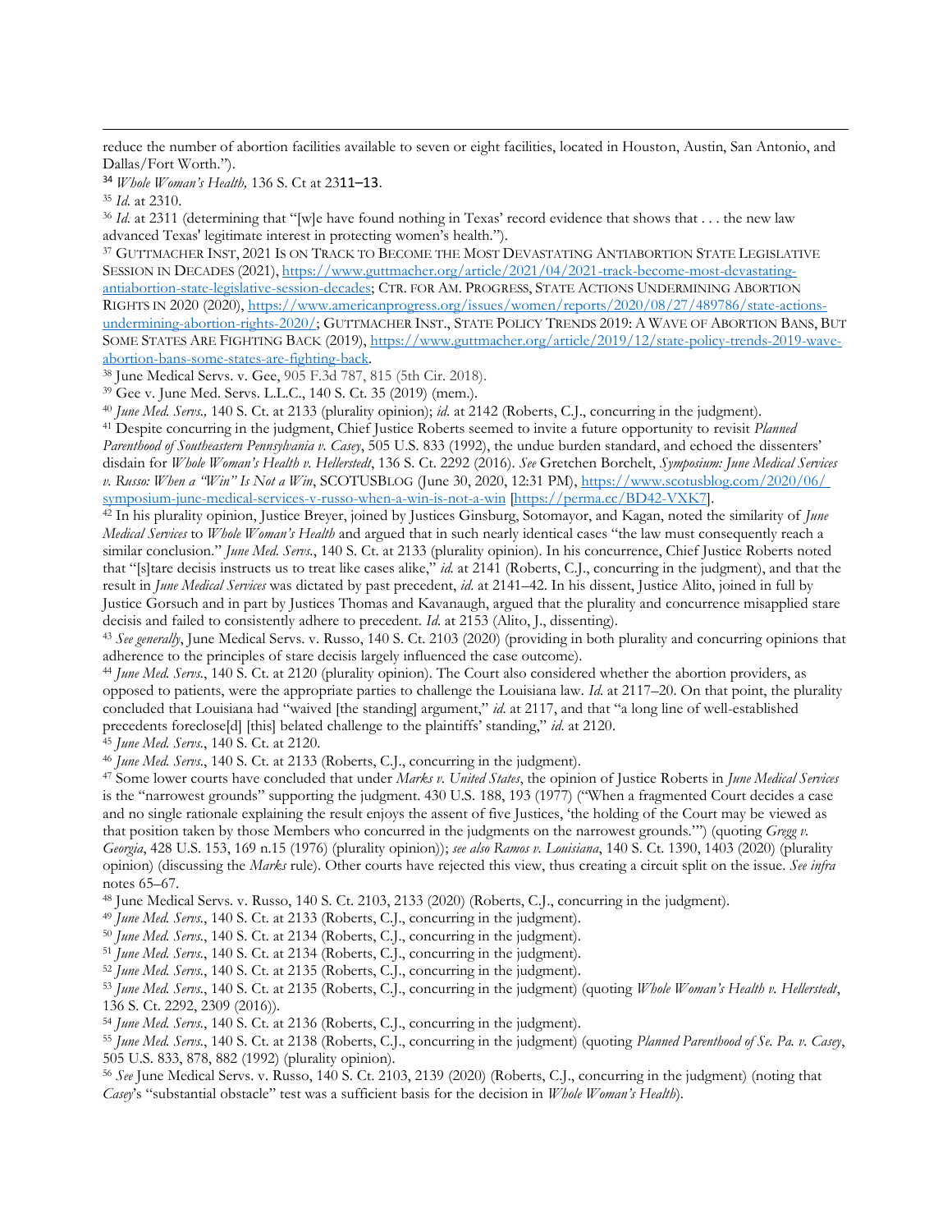reduce the number of abortion facilities available to seven or eight facilities, located in Houston, Austin, San Antonio, and Dallas/Fort Worth.").

[34] *Whole Woman's Health,* 136 S. Ct at 2311–13.

[35] *Id.* at 2310.

[36] *Id.* at 2311 (determining that "[w]e have found nothing in Texas' record evidence that shows that . . . the new law advanced Texas' legitimate interest in protecting women's health.").

[37] GUTTMACHER INST, 2021 IS ON TRACK TO BECOME THE MOST DEVASTATING ANTIABORTION STATE LEGISLATIVE SESSION IN DECADES (2021), https://www.guttmacher.org/article/2021/04/2021-track-become-most-devastating-antiabortion-state-legislative-session-decades; CTR. FOR AM. PROGRESS, STATE ACTIONS UNDERMINING ABORTION RIGHTS IN 2020 (2020), https://www.americanprogress.org/issues/women/reports/2020/08/27/489786/state-actions-undermining-abortion-rights-2020/; GUTTMACHER INST., STATE POLICY TRENDS 2019: A WAVE OF ABORTION BANS, BUT SOME STATES ARE FIGHTING BACK (2019), https://www.guttmacher.org/article/2019/12/state-policy-trends-2019-wave-abortion-bans-some-states-are-fighting-back.

[38] June Medical Servs. v. Gee, 905 F.3d 787, 815 (5th Cir. 2018).

[39] Gee v. June Med. Servs. L.L.C., 140 S. Ct. 35 (2019) (mem.).

[40] *June Med. Servs.,* 140 S. Ct. at 2133 (plurality opinion); *id.* at 2142 (Roberts, C.J., concurring in the judgment).

[41] Despite concurring in the judgment, Chief Justice Roberts seemed to invite a future opportunity to revisit *Planned Parenthood of Southeastern Pennsylvania v. Casey*, 505 U.S. 833 (1992), the undue burden standard, and echoed the dissenters' disdain for *Whole Woman's Health v. Hellerstedt*, 136 S. Ct. 2292 (2016). *See* Gretchen Borchelt, *Symposium: June Medical Services v. Russo: When a "Win" Is Not a Win*, SCOTUSBLOG (June 30, 2020, 12:31 PM), https://www.scotusblog.com/2020/06/symposium-june-medical-services-v-russo-when-a-win-is-not-a-win [https://perma.cc/BD42-VXK7].

[42] In his plurality opinion, Justice Breyer, joined by Justices Ginsburg, Sotomayor, and Kagan, noted the similarity of *June Medical Services* to *Whole Woman's Health* and argued that in such nearly identical cases "the law must consequently reach a similar conclusion." *June Med. Servs.*, 140 S. Ct. at 2133 (plurality opinion). In his concurrence, Chief Justice Roberts noted that "[s]tare decisis instructs us to treat like cases alike," *id.* at 2141 (Roberts, C.J., concurring in the judgment), and that the result in *June Medical Services* was dictated by past precedent, *id.* at 2141–42. In his dissent, Justice Alito, joined in full by Justice Gorsuch and in part by Justices Thomas and Kavanaugh, argued that the plurality and concurrence misapplied stare decisis and failed to consistently adhere to precedent. *Id.* at 2153 (Alito, J., dissenting).

[43] *See generally*, June Medical Servs. v. Russo, 140 S. Ct. 2103 (2020) (providing in both plurality and concurring opinions that adherence to the principles of stare decisis largely influenced the case outcome).

[44] *June Med. Servs.*, 140 S. Ct. at 2120 (plurality opinion). The Court also considered whether the abortion providers, as opposed to patients, were the appropriate parties to challenge the Louisiana law. *Id.* at 2117–20. On that point, the plurality concluded that Louisiana had "waived [the standing] argument," *id.* at 2117, and that "a long line of well-established precedents foreclose[d] [this] belated challenge to the plaintiffs' standing," *id.* at 2120.

[45] *June Med. Servs.*, 140 S. Ct. at 2120.

[46] *June Med. Servs.*, 140 S. Ct. at 2133 (Roberts, C.J., concurring in the judgment).

[47] Some lower courts have concluded that under *Marks v. United States*, the opinion of Justice Roberts in *June Medical Services* is the "narrowest grounds" supporting the judgment. 430 U.S. 188, 193 (1977) ("When a fragmented Court decides a case and no single rationale explaining the result enjoys the assent of five Justices, 'the holding of the Court may be viewed as that position taken by those Members who concurred in the judgments on the narrowest grounds.'") (quoting *Gregg v. Georgia*, 428 U.S. 153, 169 n.15 (1976) (plurality opinion)); *see also Ramos v. Louisiana*, 140 S. Ct. 1390, 1403 (2020) (plurality opinion) (discussing the *Marks* rule). Other courts have rejected this view, thus creating a circuit split on the issue. *See infra* notes 65–67.

[48] June Medical Servs. v. Russo, 140 S. Ct. 2103, 2133 (2020) (Roberts, C.J., concurring in the judgment).

[49] *June Med. Servs.*, 140 S. Ct. at 2133 (Roberts, C.J., concurring in the judgment).

[50] *June Med. Servs.*, 140 S. Ct. at 2134 (Roberts, C.J., concurring in the judgment).

[51] *June Med. Servs.*, 140 S. Ct. at 2134 (Roberts, C.J., concurring in the judgment).

[52] *June Med. Servs.*, 140 S. Ct. at 2135 (Roberts, C.J., concurring in the judgment).

[53] *June Med. Servs.*, 140 S. Ct. at 2135 (Roberts, C.J., concurring in the judgment) (quoting *Whole Woman's Health v. Hellerstedt*, 136 S. Ct. 2292, 2309 (2016)).

[54] *June Med. Servs.*, 140 S. Ct. at 2136 (Roberts, C.J., concurring in the judgment).

[55] *June Med. Servs.*, 140 S. Ct. at 2138 (Roberts, C.J., concurring in the judgment) (quoting *Planned Parenthood of Se. Pa. v. Casey*, 505 U.S. 833, 878, 882 (1992) (plurality opinion).

[56] *See* June Medical Servs. v. Russo, 140 S. Ct. 2103, 2139 (2020) (Roberts, C.J., concurring in the judgment) (noting that *Casey*'s "substantial obstacle" test was a sufficient basis for the decision in *Whole Woman's Health*).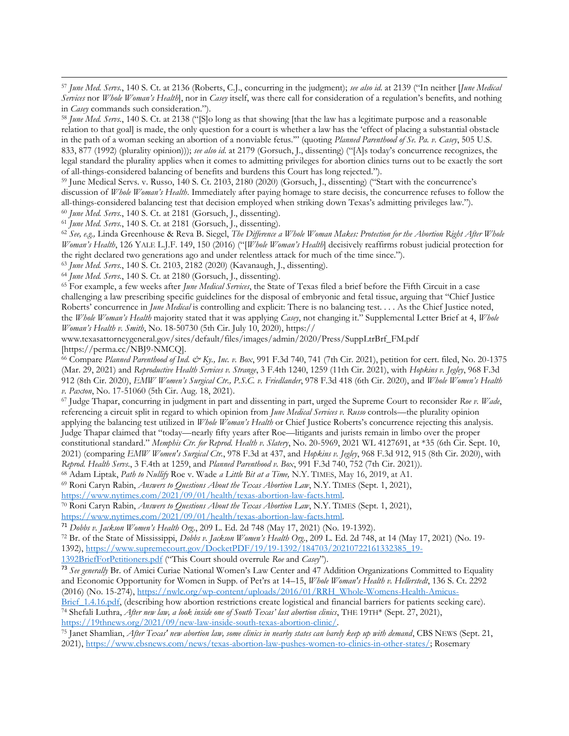[57] *June Med. Servs.*, 140 S. Ct. at 2136 (Roberts, C.J., concurring in the judgment); *see also id.* at 2139 ("In neither [*June Medical Services* nor *Whole Woman's Health*], nor in *Casey* itself, was there call for consideration of a regulation's benefits, and nothing in *Casey* commands such consideration.").

[58] *June Med. Servs.*, 140 S. Ct. at 2138 ("[S]o long as that showing [that the law has a legitimate purpose and a reasonable relation to that goal] is made, the only question for a court is whether a law has the 'effect of placing a substantial obstacle in the path of a woman seeking an abortion of a nonviable fetus.'" (quoting *Planned Parenthood of Se. Pa. v. Casey*, 505 U.S. 833, 877 (1992) (plurality opinion))); *see also id.* at 2179 (Gorsuch, J., dissenting) ("[A]s today's concurrence recognizes, the legal standard the plurality applies when it comes to admitting privileges for abortion clinics turns out to be exactly the sort of all-things-considered balancing of benefits and burdens this Court has long rejected.").

[59] June Medical Servs. v. Russo, 140 S. Ct. 2103, 2180 (2020) (Gorsuch, J., dissenting) ("Start with the concurrence's discussion of *Whole Woman's Health*. Immediately after paying homage to stare decisis, the concurrence refuses to follow the all-things-considered balancing test that decision employed when striking down Texas's admitting privileges law.").

[60] *June Med. Servs.*, 140 S. Ct. at 2181 (Gorsuch, J., dissenting).

[61] *June Med. Servs.*, 140 S. Ct. at 2181 (Gorsuch, J., dissenting).

[62] *See, e.g.,* Linda Greenhouse & Reva B. Siegel, *The Difference a Whole Woman Makes: Protection for the Abortion Right After Whole Woman's Health*, 126 YALE L.J.F. 149, 150 (2016) ("[*Whole Woman's Health*] decisively reaffirms robust judicial protection for the right declared two generations ago and under relentless attack for much of the time since.").

[63] *June Med. Servs.*, 140 S. Ct. 2103, 2182 (2020) (Kavanaugh, J., dissenting).

[64] *June Med. Servs.*, 140 S. Ct. at 2180 (Gorsuch, J., dissenting).

[65] For example, a few weeks after *June Medical Services*, the State of Texas filed a brief before the Fifth Circuit in a case challenging a law prescribing specific guidelines for the disposal of embryonic and fetal tissue, arguing that "Chief Justice Roberts' concurrence in *June Medical* is controlling and explicit: There is no balancing test. . . . As the Chief Justice noted, the *Whole Woman's Health* majority stated that it was applying *Casey*, not changing it." Supplemental Letter Brief at 4, *Whole Woman's Health v. Smith*, No. 18-50730 (5th Cir. July 10, 2020), https://www.texasattorneygeneral.gov/sites/default/files/images/admin/2020/Press/SuppLtrBrf_FM.pdf [https://perma.cc/NBJ9-NMCQ].

[66] Compare *Planned Parenthood of Ind. & Ky., Inc. v. Box*, 991 F.3d 740, 741 (7th Cir. 2021), petition for cert. filed, No. 20-1375 (Mar. 29, 2021) and *Reproductive Health Services v. Strange*, 3 F.4th 1240, 1259 (11th Cir. 2021), with *Hopkins v. Jegley*, 968 F.3d 912 (8th Cir. 2020), *EMW Women's Surgical Ctr., P.S.C. v. Friedlander*, 978 F.3d 418 (6th Cir. 2020), and *Whole Women's Health v. Paxton*, No. 17-51060 (5th Cir. Aug. 18, 2021).

[67] Judge Thapar, concurring in judgment in part and dissenting in part, urged the Supreme Court to reconsider *Roe v. Wade*, referencing a circuit split in regard to which opinion from *June Medical Services v. Russo* controls—the plurality opinion applying the balancing test utilized in *Whole Woman's Health* or Chief Justice Roberts's concurrence rejecting this analysis. Judge Thapar claimed that "today—nearly fifty years after Roe—litigants and jurists remain in limbo over the proper constitutional standard." *Memphis Ctr. for Reprod. Health v. Slatery*, No. 20-5969, 2021 WL 4127691, at *35 (6th Cir. Sept. 10, 2021) (comparing *EMW Women's Surgical Ctr.*, 978 F.3d at 437, and *Hopkins v. Jegley*, 968 F.3d 912, 915 (8th Cir. 2020), with *Reprod. Health Servs.*, 3 F.4th at 1259, and *Planned Parenthood v. Box*, 991 F.3d 740, 752 (7th Cir. 2021)).

[68] Adam Liptak, *Path to Nullify* Roe v. Wade *a Little Bit at a Time,* N.Y. TIMES, May 16, 2019, at A1.

[69] Roni Caryn Rabin, *Answers to Questions About the Texas Abortion Law*, N.Y. TIMES (Sept. 1, 2021), https://www.nytimes.com/2021/09/01/health/texas-abortion-law-facts.html.

[70] Roni Caryn Rabin, *Answers to Questions About the Texas Abortion Law*, N.Y. TIMES (Sept. 1, 2021), https://www.nytimes.com/2021/09/01/health/texas-abortion-law-facts.html.

[71] *Dobbs v. Jackson Women's Health Org.*, 209 L. Ed. 2d 748 (May 17, 2021) (No. 19-1392).

[72] Br. of the State of Mississippi, *Dobbs v. Jackson Women's Health Org.*, 209 L. Ed. 2d 748, at 14 (May 17, 2021) (No. 19-1392), https://www.supremecourt.gov/DocketPDF/19/19-1392/184703/20210722161332385_19-1392BriefForPetitioners.pdf ("This Court should overrule *Roe* and *Casey*").

[73] *See generally* Br. of Amici Curiae National Women's Law Center and 47 Addition Organizations Committed to Equality and Economic Opportunity for Women in Supp. of Pet'rs at 14–15, *Whole Woman's Health v. Hellerstedt*, 136 S. Ct. 2292 (2016) (No. 15-274), https://nwlc.org/wp-content/uploads/2016/01/RRH_Whole-Womens-Health-Amicus-Brief_1.4.16.pdf, (describing how abortion restrictions create logistical and financial barriers for patients seeking care).

[74] Shefali Luthra, *After new law, a look inside one of South Texas' last abortion clinics*, THE 19TH* (Sept. 27, 2021), https://19thnews.org/2021/09/new-law-inside-south-texas-abortion-clinic/.

[75] Janet Shamlian, *After Texas' new abortion law, some clinics in nearby states can barely keep up with demand*, CBS NEWS (Sept. 21, 2021), https://www.cbsnews.com/news/texas-abortion-law-pushes-women-to-clinics-in-other-states/; Rosemary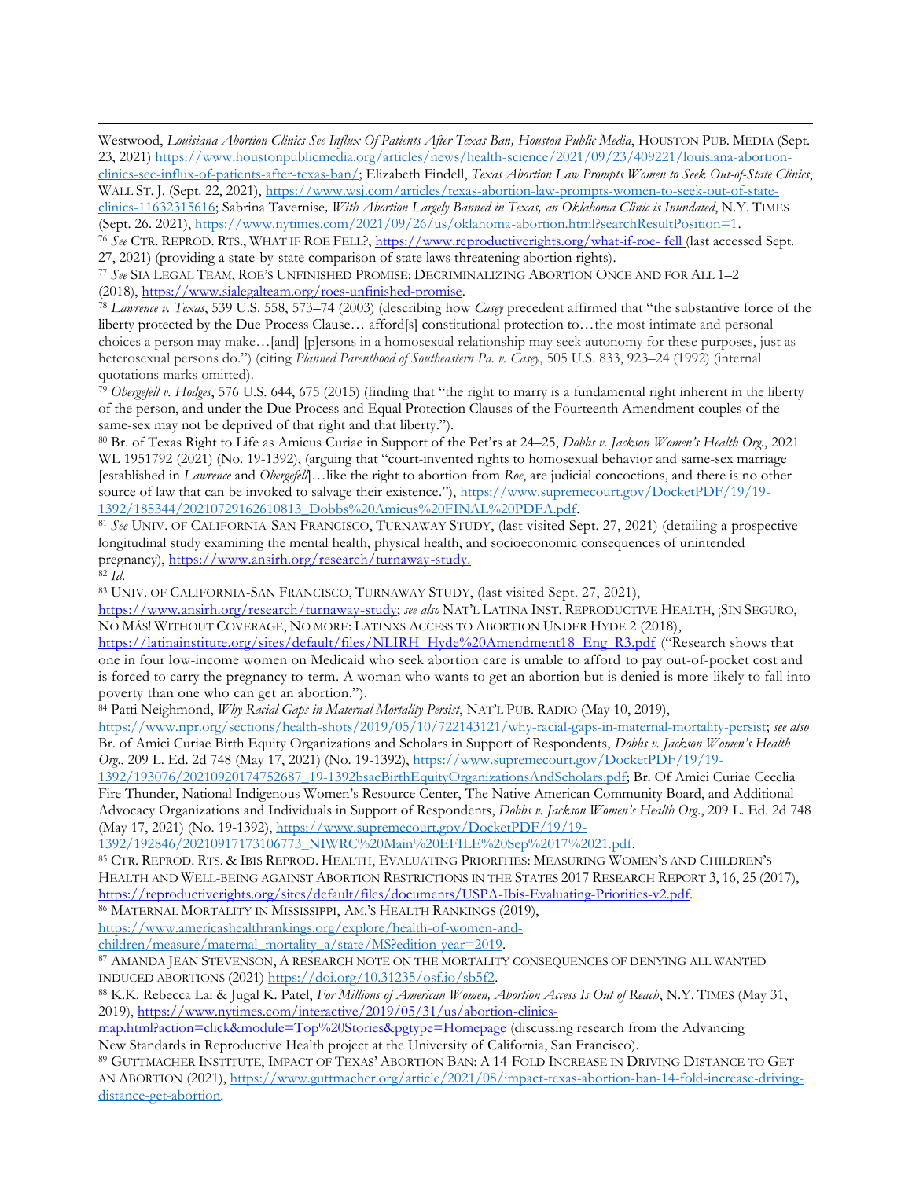Westwood, *Louisiana Abortion Clinics See Influx Of Patients After Texas Ban, Houston Public Media*, HOUSTON PUB. MEDIA (Sept. 23, 2021) https://www.houstonpublicmedia.org/articles/news/health-science/2021/09/23/409221/louisiana-abortion-clinics-see-influx-of-patients-after-texas-ban/; Elizabeth Findell, *Texas Abortion Law Prompts Women to Seek Out-of-State Clinics*, WALL ST. J. (Sept. 22, 2021), https://www.wsj.com/articles/texas-abortion-law-prompts-women-to-seek-out-of-state-clinics-11632315616; Sabrina Tavernise*, With Abortion Largely Banned in Texas, an Oklahoma Clinic is Inundated*, N.Y. TIMES (Sept. 26. 2021), https://www.nytimes.com/2021/09/26/us/oklahoma-abortion.html?searchResultPosition=1.

[76] *See* CTR. REPROD. RTS., WHAT IF ROE FELL?, https://www.reproductiverights.org/what-if-roe- fell (last accessed Sept. 27, 2021) (providing a state-by-state comparison of state laws threatening abortion rights).

[77] *See* SIA LEGAL TEAM, ROE'S UNFINISHED PROMISE: DECRIMINALIZING ABORTION ONCE AND FOR ALL 1–2 (2018), https://www.sialegalteam.org/roes-unfinished-promise.

[78] *Lawrence v. Texas*, 539 U.S. 558, 573–74 (2003) (describing how *Casey* precedent affirmed that "the substantive force of the liberty protected by the Due Process Clause… afford[s] constitutional protection to…the most intimate and personal choices a person may make…[and] [p]ersons in a homosexual relationship may seek autonomy for these purposes, just as heterosexual persons do.") (citing *Planned Parenthood of Southeastern Pa. v. Casey*, 505 U.S. 833, 923–24 (1992) (internal quotations marks omitted).

[79] *Obergefell v. Hodges*, 576 U.S. 644, 675 (2015) (finding that "the right to marry is a fundamental right inherent in the liberty of the person, and under the Due Process and Equal Protection Clauses of the Fourteenth Amendment couples of the same-sex may not be deprived of that right and that liberty.").

[80] Br. of Texas Right to Life as Amicus Curiae in Support of the Pet'rs at 24–25, *Dobbs v. Jackson Women's Health Org.*, 2021 WL 1951792 (2021) (No. 19-1392), (arguing that "court-invented rights to homosexual behavior and same-sex marriage [established in *Lawrence* and *Obergefell*]…like the right to abortion from *Roe*, are judicial concoctions, and there is no other source of law that can be invoked to salvage their existence."), https://www.supremecourt.gov/DocketPDF/19/19-1392/185344/20210729162610813_Dobbs%20Amicus%20FINAL%20PDFA.pdf.

[81] *See* UNIV. OF CALIFORNIA-SAN FRANCISCO, TURNAWAY STUDY, (last visited Sept. 27, 2021) (detailing a prospective longitudinal study examining the mental health, physical health, and socioeconomic consequences of unintended pregnancy), https://www.ansirh.org/research/turnaway-study.

[82] *Id.*

[83] UNIV. OF CALIFORNIA-SAN FRANCISCO, TURNAWAY STUDY, (last visited Sept. 27, 2021), https://www.ansirh.org/research/turnaway-study; *see also* NAT'L LATINA INST. REPRODUCTIVE HEALTH, ¡SIN SEGURO, NO MÁS! WITHOUT COVERAGE, NO MORE: LATINXS ACCESS TO ABORTION UNDER HYDE 2 (2018), https://latinainstitute.org/sites/default/files/NLIRH_Hyde%20Amendment18_Eng_R3.pdf ("Research shows that one in four low-income women on Medicaid who seek abortion care is unable to afford to pay out-of-pocket cost and is forced to carry the pregnancy to term. A woman who wants to get an abortion but is denied is more likely to fall into poverty than one who can get an abortion.").

[84] Patti Neighmond, *Why Racial Gaps in Maternal Mortality Persist*, NAT'L PUB. RADIO (May 10, 2019), https://www.npr.org/sections/health-shots/2019/05/10/722143121/why-racial-gaps-in-maternal-mortality-persist; *see also* Br. of Amici Curiae Birth Equity Organizations and Scholars in Support of Respondents, *Dobbs v. Jackson Women's Health Org.*, 209 L. Ed. 2d 748 (May 17, 2021) (No. 19-1392), https://www.supremecourt.gov/DocketPDF/19/19-1392/193076/20210920174752687_19-1392bsacBirthEquityOrganizationsAndScholars.pdf; Br. Of Amici Curiae Cecelia Fire Thunder, National Indigenous Women's Resource Center, The Native American Community Board, and Additional Advocacy Organizations and Individuals in Support of Respondents, *Dobbs v. Jackson Women's Health Org.*, 209 L. Ed. 2d 748 (May 17, 2021) (No. 19-1392), https://www.supremecourt.gov/DocketPDF/19/19-1392/192846/20210917173106773_NIWRC%20Main%20EFILE%20Sep%2017%2021.pdf.

[85] CTR. REPROD. RTS. & IBIS REPROD. HEALTH, EVALUATING PRIORITIES: MEASURING WOMEN'S AND CHILDREN'S HEALTH AND WELL-BEING AGAINST ABORTION RESTRICTIONS IN THE STATES 2017 RESEARCH REPORT 3, 16, 25 (2017), https://reproductiverights.org/sites/default/files/documents/USPA-Ibis-Evaluating-Priorities-v2.pdf.

[86] MATERNAL MORTALITY IN MISSISSIPPI, AM.'S HEALTH RANKINGS (2019), https://www.americashealthrankings.org/explore/health-of-women-and-children/measure/maternal_mortality_a/state/MS?edition-year=2019.

[87] AMANDA JEAN STEVENSON, A RESEARCH NOTE ON THE MORTALITY CONSEQUENCES OF DENYING ALL WANTED INDUCED ABORTIONS (2021) https://doi.org/10.31235/osf.io/sb5f2.

[88] K.K. Rebecca Lai & Jugal K. Patel, *For Millions of American Women, Abortion Access Is Out of Reach*, N.Y. TIMES (May 31, 2019), https://www.nytimes.com/interactive/2019/05/31/us/abortion-clinics-map.html?action=click&module=Top%20Stories&pgtype=Homepage (discussing research from the Advancing New Standards in Reproductive Health project at the University of California, San Francisco).

[89] GUTTMACHER INSTITUTE, IMPACT OF TEXAS' ABORTION BAN: A 14-FOLD INCREASE IN DRIVING DISTANCE TO GET AN ABORTION (2021), https://www.guttmacher.org/article/2021/08/impact-texas-abortion-ban-14-fold-increase-driving-distance-get-abortion.